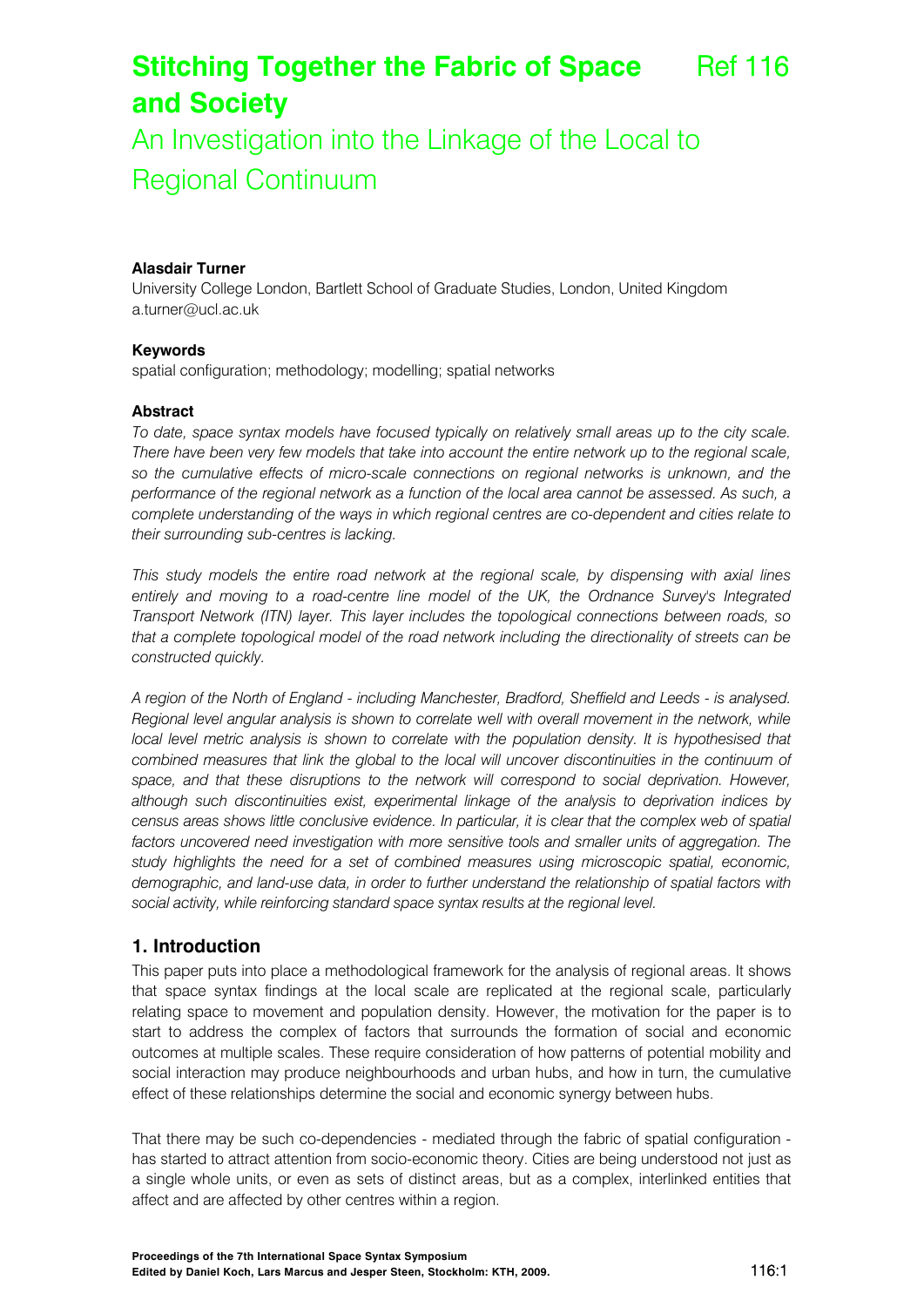# Stitching Together the Fabric of Space and Society

Ref 116

## An Investigation into the Linkage of the Local to Regional Continuum

**Alasdair Turner**
University College London, Bartlett School of Graduate Studies, London, United Kingdom
a.turner@ucl.ac.uk

**Keywords**
spatial configuration; methodology; modelling; spatial networks

**Abstract**
*To date, space syntax models have focused typically on relatively small areas up to the city scale. There have been very few models that take into account the entire network up to the regional scale, so the cumulative effects of micro-scale connections on regional networks is unknown, and the performance of the regional network as a function of the local area cannot be assessed. As such, a complete understanding of the ways in which regional centres are co-dependent and cities relate to their surrounding sub-centres is lacking.*

*This study models the entire road network at the regional scale, by dispensing with axial lines entirely and moving to a road-centre line model of the UK, the Ordnance Survey's Integrated Transport Network (ITN) layer. This layer includes the topological connections between roads, so that a complete topological model of the road network including the directionality of streets can be constructed quickly.*

*A region of the North of England - including Manchester, Bradford, Sheffield and Leeds - is analysed. Regional level angular analysis is shown to correlate well with overall movement in the network, while local level metric analysis is shown to correlate with the population density. It is hypothesised that combined measures that link the global to the local will uncover discontinuities in the continuum of space, and that these disruptions to the network will correspond to social deprivation. However, although such discontinuities exist, experimental linkage of the analysis to deprivation indices by census areas shows little conclusive evidence. In particular, it is clear that the complex web of spatial factors uncovered need investigation with more sensitive tools and smaller units of aggregation. The study highlights the need for a set of combined measures using microscopic spatial, economic, demographic, and land-use data, in order to further understand the relationship of spatial factors with social activity, while reinforcing standard space syntax results at the regional level.*

## 1. Introduction

This paper puts into place a methodological framework for the analysis of regional areas. It shows that space syntax findings at the local scale are replicated at the regional scale, particularly relating space to movement and population density. However, the motivation for the paper is to start to address the complex of factors that surrounds the formation of social and economic outcomes at multiple scales. These require consideration of how patterns of potential mobility and social interaction may produce neighbourhoods and urban hubs, and how in turn, the cumulative effect of these relationships determine the social and economic synergy between hubs.

That there may be such co-dependencies - mediated through the fabric of spatial configuration - has started to attract attention from socio-economic theory. Cities are being understood not just as a single whole units, or even as sets of distinct areas, but as a complex, interlinked entities that affect and are affected by other centres within a region.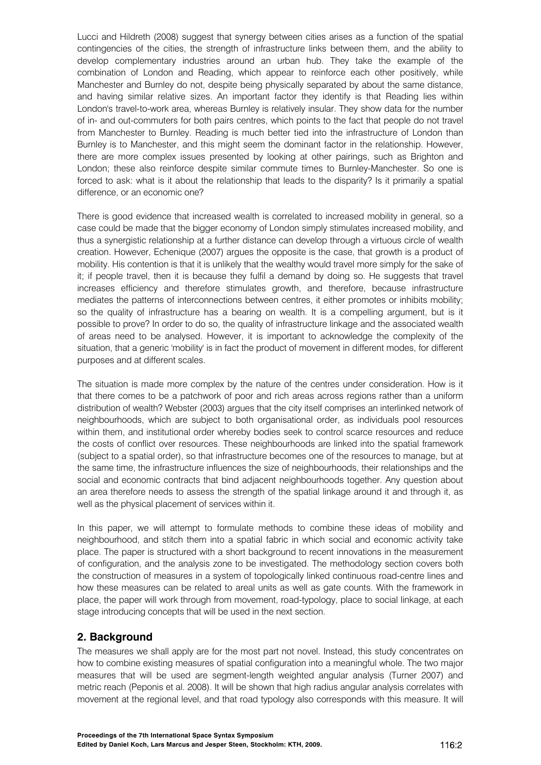Lucci and Hildreth (2008) suggest that synergy between cities arises as a function of the spatial contingencies of the cities, the strength of infrastructure links between them, and the ability to develop complementary industries around an urban hub. They take the example of the combination of London and Reading, which appear to reinforce each other positively, while Manchester and Burnley do not, despite being physically separated by about the same distance, and having similar relative sizes. An important factor they identify is that Reading lies within London's travel-to-work area, whereas Burnley is relatively insular. They show data for the number of in- and out-commuters for both pairs centres, which points to the fact that people do not travel from Manchester to Burnley. Reading is much better tied into the infrastructure of London than Burnley is to Manchester, and this might seem the dominant factor in the relationship. However, there are more complex issues presented by looking at other pairings, such as Brighton and London; these also reinforce despite similar commute times to Burnley-Manchester. So one is forced to ask: what is it about the relationship that leads to the disparity? Is it primarily a spatial difference, or an economic one?

There is good evidence that increased wealth is correlated to increased mobility in general, so a case could be made that the bigger economy of London simply stimulates increased mobility, and thus a synergistic relationship at a further distance can develop through a virtuous circle of wealth creation. However, Echenique (2007) argues the opposite is the case, that growth is a product of mobility. His contention is that it is unlikely that the wealthy would travel more simply for the sake of it; if people travel, then it is because they fulfil a demand by doing so. He suggests that travel increases efficiency and therefore stimulates growth, and therefore, because infrastructure mediates the patterns of interconnections between centres, it either promotes or inhibits mobility; so the quality of infrastructure has a bearing on wealth. It is a compelling argument, but is it possible to prove? In order to do so, the quality of infrastructure linkage and the associated wealth of areas need to be analysed. However, it is important to acknowledge the complexity of the situation, that a generic 'mobility' is in fact the product of movement in different modes, for different purposes and at different scales.

The situation is made more complex by the nature of the centres under consideration. How is it that there comes to be a patchwork of poor and rich areas across regions rather than a uniform distribution of wealth? Webster (2003) argues that the city itself comprises an interlinked network of neighbourhoods, which are subject to both organisational order, as individuals pool resources within them, and institutional order whereby bodies seek to control scarce resources and reduce the costs of conflict over resources. These neighbourhoods are linked into the spatial framework (subject to a spatial order), so that infrastructure becomes one of the resources to manage, but at the same time, the infrastructure influences the size of neighbourhoods, their relationships and the social and economic contracts that bind adjacent neighbourhoods together. Any question about an area therefore needs to assess the strength of the spatial linkage around it and through it, as well as the physical placement of services within it.

In this paper, we will attempt to formulate methods to combine these ideas of mobility and neighbourhood, and stitch them into a spatial fabric in which social and economic activity take place. The paper is structured with a short background to recent innovations in the measurement of configuration, and the analysis zone to be investigated. The methodology section covers both the construction of measures in a system of topologically linked continuous road-centre lines and how these measures can be related to areal units as well as gate counts. With the framework in place, the paper will work through from movement, road-typology, place to social linkage, at each stage introducing concepts that will be used in the next section.

## 2. Background

The measures we shall apply are for the most part not novel. Instead, this study concentrates on how to combine existing measures of spatial configuration into a meaningful whole. The two major measures that will be used are segment-length weighted angular analysis (Turner 2007) and metric reach (Peponis et al. 2008). It will be shown that high radius angular analysis correlates with movement at the regional level, and that road typology also corresponds with this measure. It will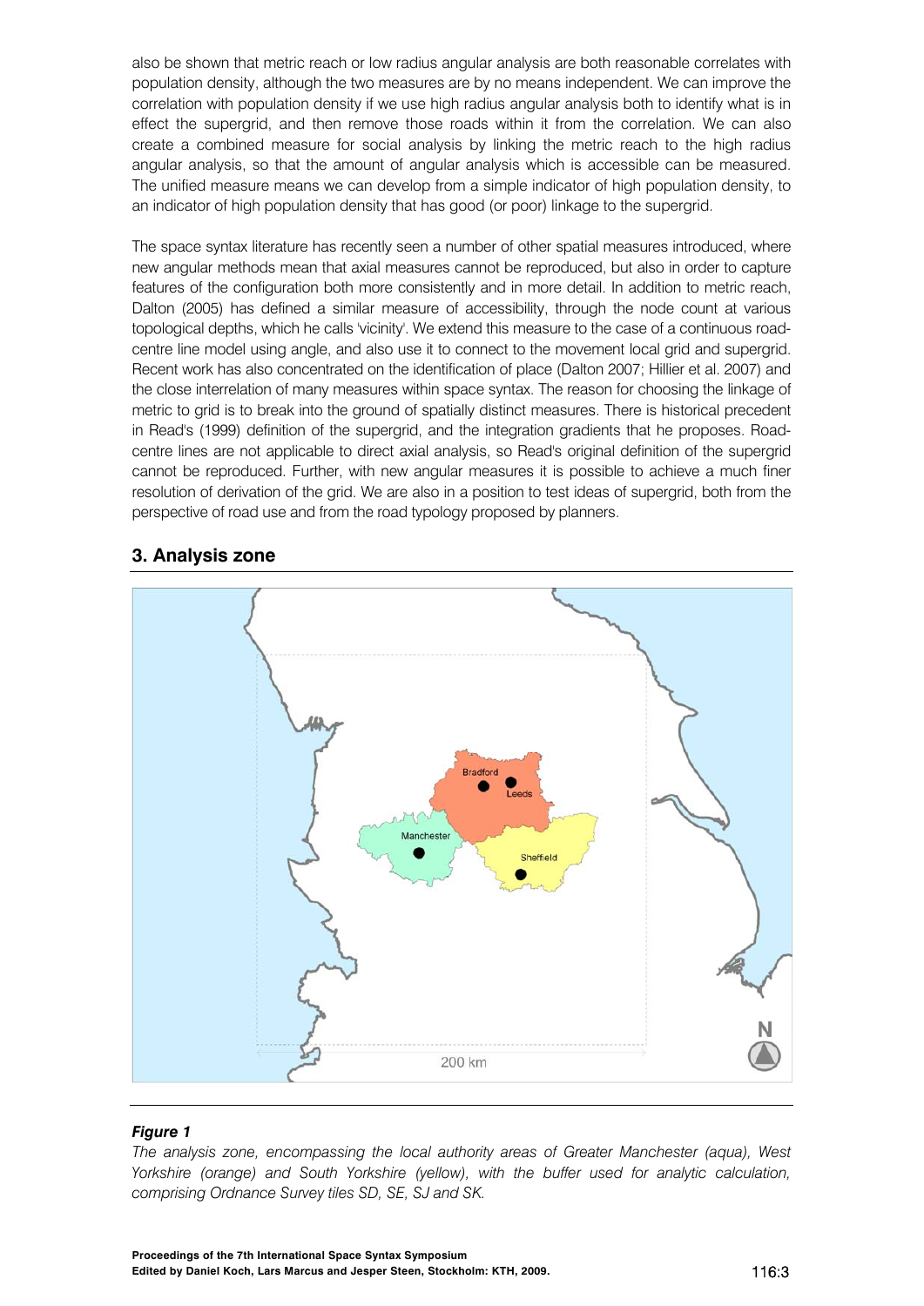also be shown that metric reach or low radius angular analysis are both reasonable correlates with population density, although the two measures are by no means independent. We can improve the correlation with population density if we use high radius angular analysis both to identify what is in effect the supergrid, and then remove those roads within it from the correlation. We can also create a combined measure for social analysis by linking the metric reach to the high radius angular analysis, so that the amount of angular analysis which is accessible can be measured. The unified measure means we can develop from a simple indicator of high population density, to an indicator of high population density that has good (or poor) linkage to the supergrid.

The space syntax literature has recently seen a number of other spatial measures introduced, where new angular methods mean that axial measures cannot be reproduced, but also in order to capture features of the configuration both more consistently and in more detail. In addition to metric reach, Dalton (2005) has defined a similar measure of accessibility, through the node count at various topological depths, which he calls 'vicinity'. We extend this measure to the case of a continuous road-centre line model using angle, and also use it to connect to the movement local grid and supergrid. Recent work has also concentrated on the identification of place (Dalton 2007; Hillier et al. 2007) and the close interrelation of many measures within space syntax. The reason for choosing the linkage of metric to grid is to break into the ground of spatially distinct measures. There is historical precedent in Read's (1999) definition of the supergrid, and the integration gradients that he proposes. Road-centre lines are not applicable to direct axial analysis, so Read's original definition of the supergrid cannot be reproduced. Further, with new angular measures it is possible to achieve a much finer resolution of derivation of the grid. We are also in a position to test ideas of supergrid, both from the perspective of road use and from the road typology proposed by planners.

## 3. Analysis zone

***Figure 1***

*The analysis zone, encompassing the local authority areas of Greater Manchester (aqua), West Yorkshire (orange) and South Yorkshire (yellow), with the buffer used for analytic calculation, comprising Ordnance Survey tiles SD, SE, SJ and SK.*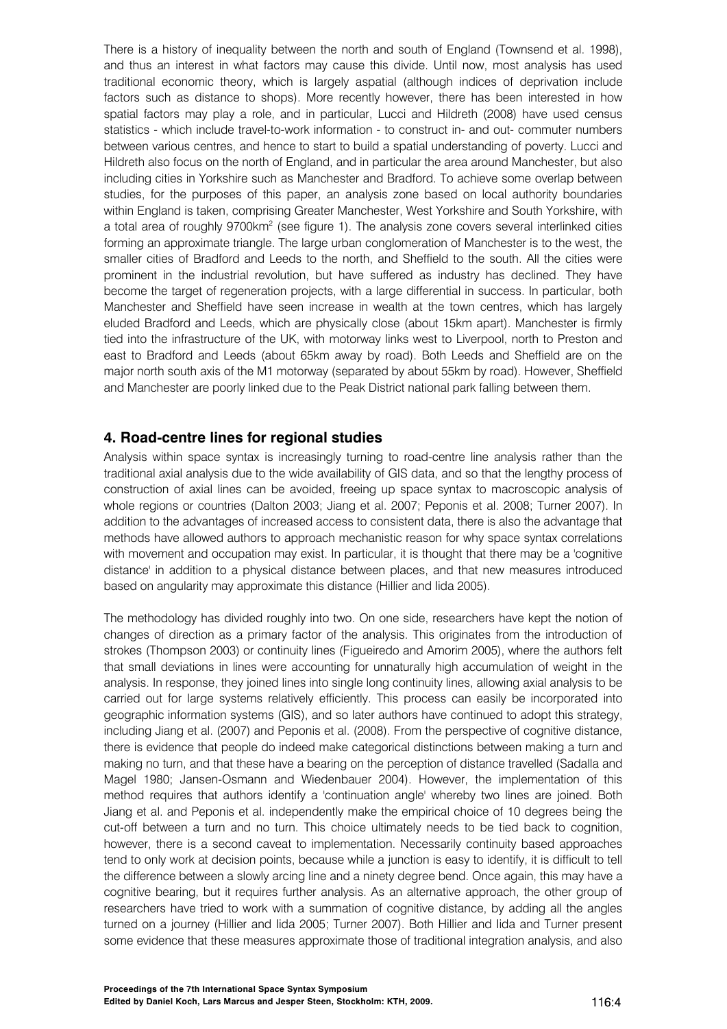There is a history of inequality between the north and south of England (Townsend et al. 1998), and thus an interest in what factors may cause this divide. Until now, most analysis has used traditional economic theory, which is largely aspatial (although indices of deprivation include factors such as distance to shops). More recently however, there has been interested in how spatial factors may play a role, and in particular, Lucci and Hildreth (2008) have used census statistics - which include travel-to-work information - to construct in- and out- commuter numbers between various centres, and hence to start to build a spatial understanding of poverty. Lucci and Hildreth also focus on the north of England, and in particular the area around Manchester, but also including cities in Yorkshire such as Manchester and Bradford. To achieve some overlap between studies, for the purposes of this paper, an analysis zone based on local authority boundaries within England is taken, comprising Greater Manchester, West Yorkshire and South Yorkshire, with a total area of roughly 9700km$^2$ (see figure 1). The analysis zone covers several interlinked cities forming an approximate triangle. The large urban conglomeration of Manchester is to the west, the smaller cities of Bradford and Leeds to the north, and Sheffield to the south. All the cities were prominent in the industrial revolution, but have suffered as industry has declined. They have become the target of regeneration projects, with a large differential in success. In particular, both Manchester and Sheffield have seen increase in wealth at the town centres, which has largely eluded Bradford and Leeds, which are physically close (about 15km apart). Manchester is firmly tied into the infrastructure of the UK, with motorway links west to Liverpool, north to Preston and east to Bradford and Leeds (about 65km away by road). Both Leeds and Sheffield are on the major north south axis of the M1 motorway (separated by about 55km by road). However, Sheffield and Manchester are poorly linked due to the Peak District national park falling between them.

## 4. Road-centre lines for regional studies

Analysis within space syntax is increasingly turning to road-centre line analysis rather than the traditional axial analysis due to the wide availability of GIS data, and so that the lengthy process of construction of axial lines can be avoided, freeing up space syntax to macroscopic analysis of whole regions or countries (Dalton 2003; Jiang et al. 2007; Peponis et al. 2008; Turner 2007). In addition to the advantages of increased access to consistent data, there is also the advantage that methods have allowed authors to approach mechanistic reason for why space syntax correlations with movement and occupation may exist. In particular, it is thought that there may be a 'cognitive distance' in addition to a physical distance between places, and that new measures introduced based on angularity may approximate this distance (Hillier and Iida 2005).

The methodology has divided roughly into two. On one side, researchers have kept the notion of changes of direction as a primary factor of the analysis. This originates from the introduction of strokes (Thompson 2003) or continuity lines (Figueiredo and Amorim 2005), where the authors felt that small deviations in lines were accounting for unnaturally high accumulation of weight in the analysis. In response, they joined lines into single long continuity lines, allowing axial analysis to be carried out for large systems relatively efficiently. This process can easily be incorporated into geographic information systems (GIS), and so later authors have continued to adopt this strategy, including Jiang et al. (2007) and Peponis et al. (2008). From the perspective of cognitive distance, there is evidence that people do indeed make categorical distinctions between making a turn and making no turn, and that these have a bearing on the perception of distance travelled (Sadalla and Magel 1980; Jansen-Osmann and Wiedenbauer 2004). However, the implementation of this method requires that authors identify a 'continuation angle' whereby two lines are joined. Both Jiang et al. and Peponis et al. independently make the empirical choice of 10 degrees being the cut-off between a turn and no turn. This choice ultimately needs to be tied back to cognition, however, there is a second caveat to implementation. Necessarily continuity based approaches tend to only work at decision points, because while a junction is easy to identify, it is difficult to tell the difference between a slowly arcing line and a ninety degree bend. Once again, this may have a cognitive bearing, but it requires further analysis. As an alternative approach, the other group of researchers have tried to work with a summation of cognitive distance, by adding all the angles turned on a journey (Hillier and Iida 2005; Turner 2007). Both Hillier and Iida and Turner present some evidence that these measures approximate those of traditional integration analysis, and also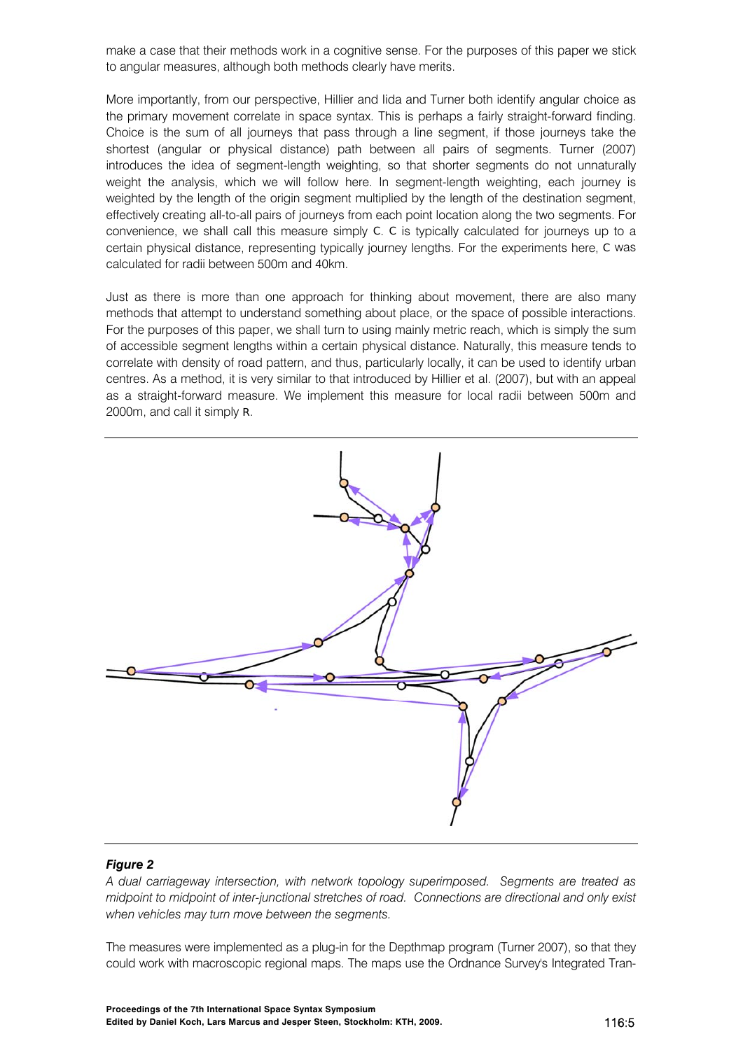make a case that their methods work in a cognitive sense. For the purposes of this paper we stick to angular measures, although both methods clearly have merits.

More importantly, from our perspective, Hillier and Iida and Turner both identify angular choice as the primary movement correlate in space syntax. This is perhaps a fairly straight-forward finding. Choice is the sum of all journeys that pass through a line segment, if those journeys take the shortest (angular or physical distance) path between all pairs of segments. Turner (2007) introduces the idea of segment-length weighting, so that shorter segments do not unnaturally weight the analysis, which we will follow here. In segment-length weighting, each journey is weighted by the length of the origin segment multiplied by the length of the destination segment, effectively creating all-to-all pairs of journeys from each point location along the two segments. For convenience, we shall call this measure simply C. C is typically calculated for journeys up to a certain physical distance, representing typically journey lengths. For the experiments here, C was calculated for radii between 500m and 40km.

Just as there is more than one approach for thinking about movement, there are also many methods that attempt to understand something about place, or the space of possible interactions. For the purposes of this paper, we shall turn to using mainly metric reach, which is simply the sum of accessible segment lengths within a certain physical distance. Naturally, this measure tends to correlate with density of road pattern, and thus, particularly locally, it can be used to identify urban centres. As a method, it is very similar to that introduced by Hillier et al. (2007), but with an appeal as a straight-forward measure. We implement this measure for local radii between 500m and 2000m, and call it simply R.

***Figure 2***

*A dual carriageway intersection, with network topology superimposed. Segments are treated as midpoint to midpoint of inter-junctional stretches of road. Connections are directional and only exist when vehicles may turn move between the segments.*

The measures were implemented as a plug-in for the Depthmap program (Turner 2007), so that they could work with macroscopic regional maps. The maps use the Ordnance Survey's Integrated Tran-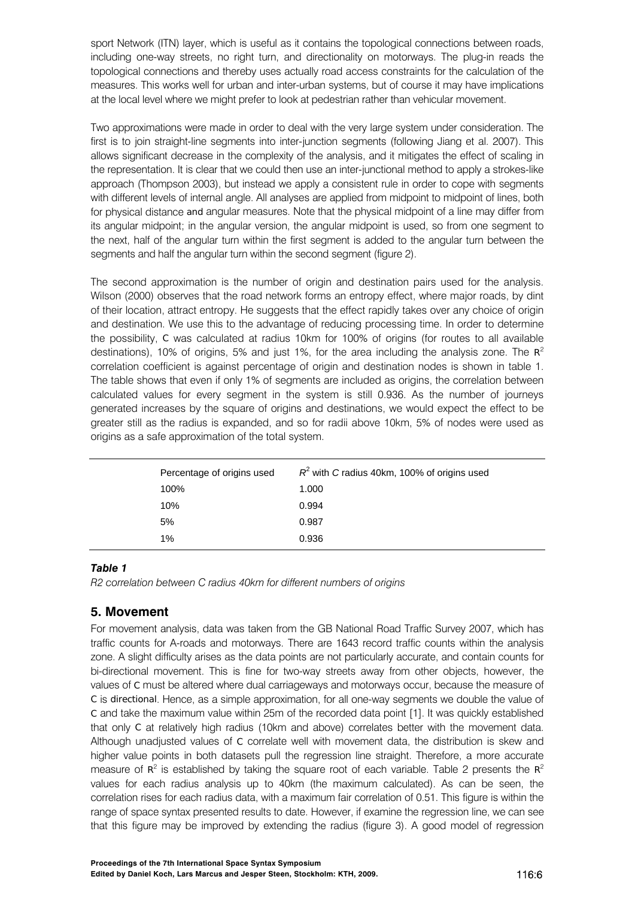sport Network (ITN) layer, which is useful as it contains the topological connections between roads, including one-way streets, no right turn, and directionality on motorways. The plug-in reads the topological connections and thereby uses actually road access constraints for the calculation of the measures. This works well for urban and inter-urban systems, but of course it may have implications at the local level where we might prefer to look at pedestrian rather than vehicular movement.

Two approximations were made in order to deal with the very large system under consideration. The first is to join straight-line segments into inter-junction segments (following Jiang et al. 2007). This allows significant decrease in the complexity of the analysis, and it mitigates the effect of scaling in the representation. It is clear that we could then use an inter-junctional method to apply a strokes-like approach (Thompson 2003), but instead we apply a consistent rule in order to cope with segments with different levels of internal angle. All analyses are applied from midpoint to midpoint of lines, both for physical distance and angular measures. Note that the physical midpoint of a line may differ from its angular midpoint; in the angular version, the angular midpoint is used, so from one segment to the next, half of the angular turn within the first segment is added to the angular turn between the segments and half the angular turn within the second segment (figure 2).

The second approximation is the number of origin and destination pairs used for the analysis. Wilson (2000) observes that the road network forms an entropy effect, where major roads, by dint of their location, attract entropy. He suggests that the effect rapidly takes over any choice of origin and destination. We use this to the advantage of reducing processing time. In order to determine the possibility, C was calculated at radius 10km for 100% of origins (for routes to all available destinations), 10% of origins, 5% and just 1%, for the area including the analysis zone. The $R^2$ correlation coefficient is against percentage of origin and destination nodes is shown in table 1. The table shows that even if only 1% of segments are included as origins, the correlation between calculated values for every segment in the system is still 0.936. As the number of journeys generated increases by the square of origins and destinations, we would expect the effect to be greater still as the radius is expanded, and so for radii above 10km, 5% of nodes were used as origins as a safe approximation of the total system.

| Percentage of origins used | $R^2$ with *C* radius 40km, 100% of origins used |
|---|---|
| 100% | 1.000 |
| 10% | 0.994 |
| 5% | 0.987 |
| 1% | 0.936 |

***Table 1***

*R2 correlation between C radius 40km for different numbers of origins*

## 5. Movement

For movement analysis, data was taken from the GB National Road Traffic Survey 2007, which has traffic counts for A-roads and motorways. There are 1643 record traffic counts within the analysis zone. A slight difficulty arises as the data points are not particularly accurate, and contain counts for bi-directional movement. This is fine for two-way streets away from other objects, however, the values of C must be altered where dual carriageways and motorways occur, because the measure of C is directional. Hence, as a simple approximation, for all one-way segments we double the value of C and take the maximum value within 25m of the recorded data point [1]. It was quickly established that only C at relatively high radius (10km and above) correlates better with the movement data. Although unadjusted values of C correlate well with movement data, the distribution is skew and higher value points in both datasets pull the regression line straight. Therefore, a more accurate measure of $R^2$ is established by taking the square root of each variable. Table 2 presents the $R^2$ values for each radius analysis up to 40km (the maximum calculated). As can be seen, the correlation rises for each radius data, with a maximum fair correlation of 0.51. This figure is within the range of space syntax presented results to date. However, if examine the regression line, we can see that this figure may be improved by extending the radius (figure 3). A good model of regression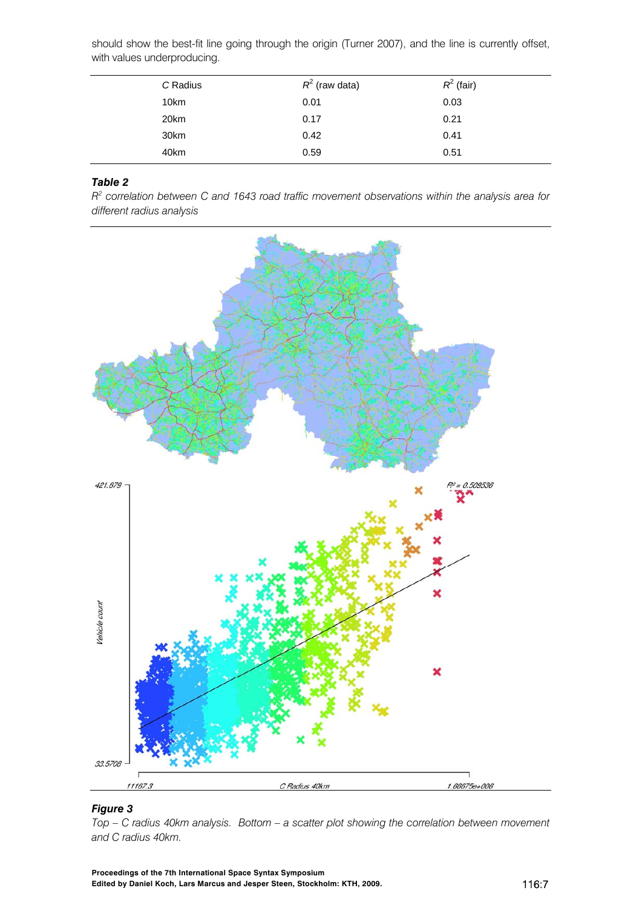should show the best-fit line going through the origin (Turner 2007), and the line is currently offset, with values underproducing.

| *C* Radius | $R^2$ (raw data) | $R^2$ (fair) |
|---|---|---|
| 10km | 0.01 | 0.03 |
| 20km | 0.17 | 0.21 |
| 30km | 0.42 | 0.41 |
| 40km | 0.59 | 0.51 |

***Table 2***

*$R^2$ correlation between C and 1643 road traffic movement observations within the analysis area for different radius analysis*

***Figure 3***

*Top – C radius 40km analysis. Bottom – a scatter plot showing the correlation between movement and C radius 40km.*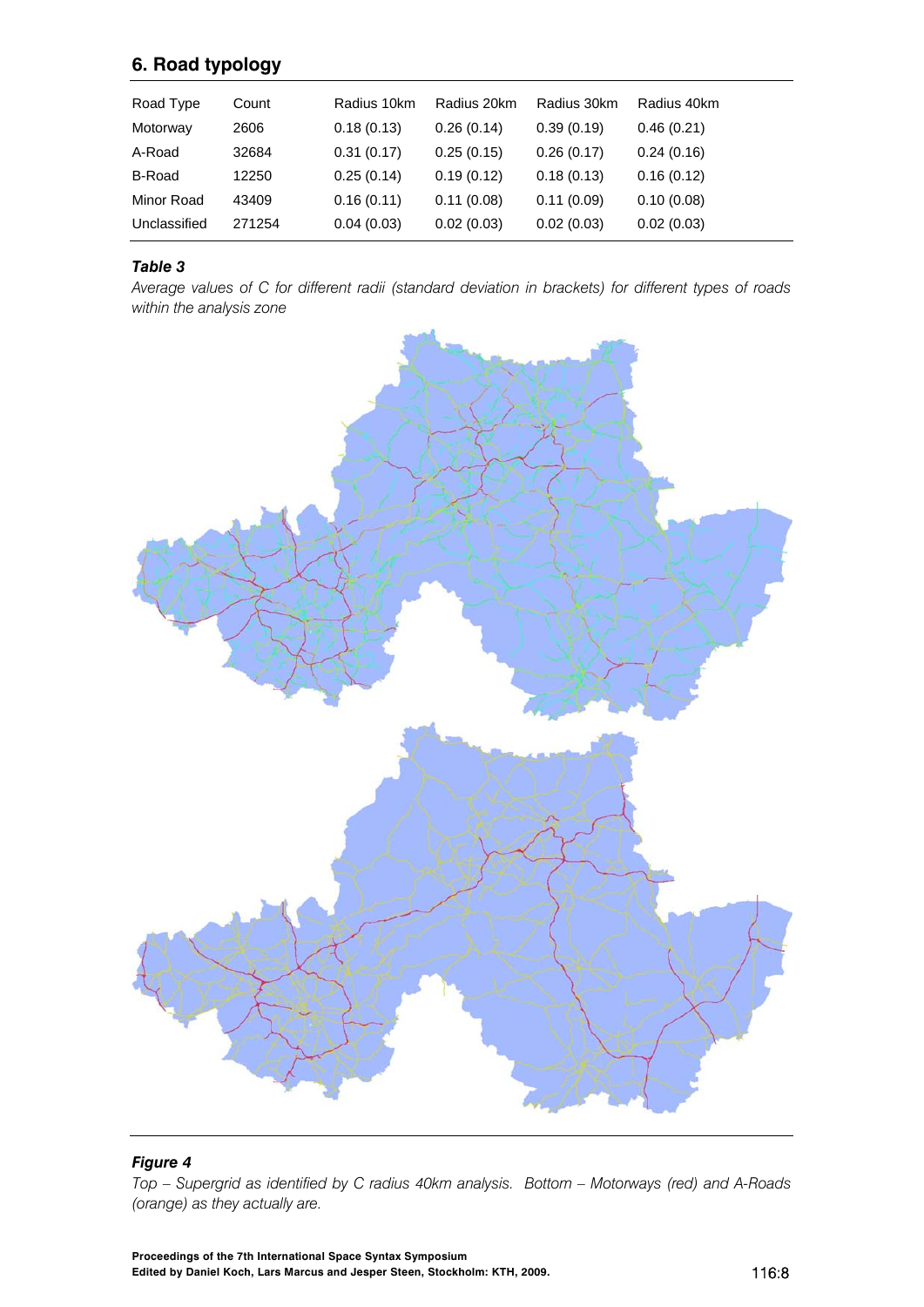## 6. Road typology

| Road Type | Count | Radius 10km | Radius 20km | Radius 30km | Radius 40km |
|---|---|---|---|---|---|
| Motorway | 2606 | 0.18 (0.13) | 0.26 (0.14) | 0.39 (0.19) | 0.46 (0.21) |
| A-Road | 32684 | 0.31 (0.17) | 0.25 (0.15) | 0.26 (0.17) | 0.24 (0.16) |
| B-Road | 12250 | 0.25 (0.14) | 0.19 (0.12) | 0.18 (0.13) | 0.16 (0.12) |
| Minor Road | 43409 | 0.16 (0.11) | 0.11 (0.08) | 0.11 (0.09) | 0.10 (0.08) |
| Unclassified | 271254 | 0.04 (0.03) | 0.02 (0.03) | 0.02 (0.03) | 0.02 (0.03) |

***Table 3***

*Average values of C for different radii (standard deviation in brackets) for different types of roads within the analysis zone*

***Figure 4***

*Top – Supergrid as identified by C radius 40km analysis. Bottom – Motorways (red) and A-Roads (orange) as they actually are.*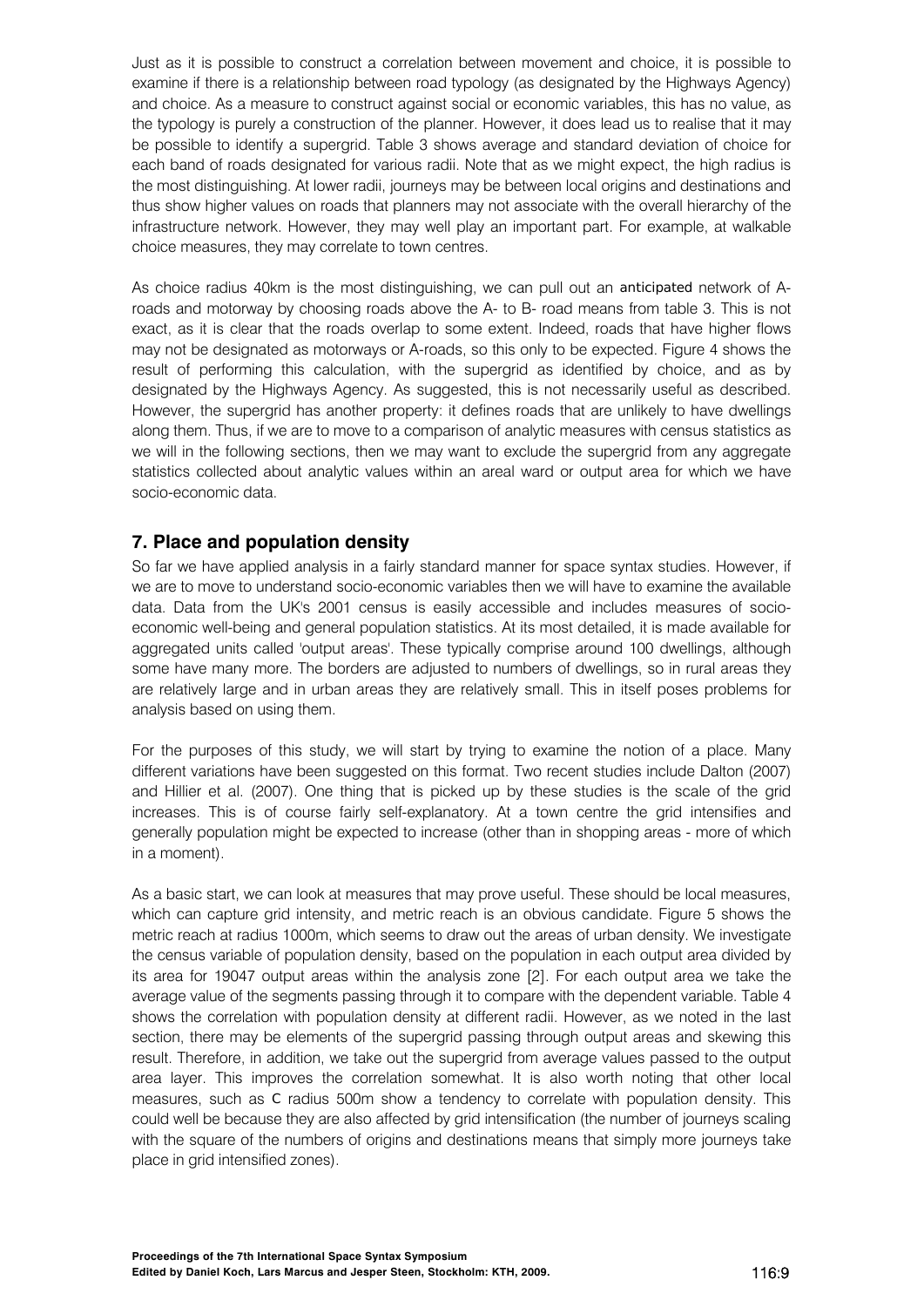Just as it is possible to construct a correlation between movement and choice, it is possible to examine if there is a relationship between road typology (as designated by the Highways Agency) and choice. As a measure to construct against social or economic variables, this has no value, as the typology is purely a construction of the planner. However, it does lead us to realise that it may be possible to identify a supergrid. Table 3 shows average and standard deviation of choice for each band of roads designated for various radii. Note that as we might expect, the high radius is the most distinguishing. At lower radii, journeys may be between local origins and destinations and thus show higher values on roads that planners may not associate with the overall hierarchy of the infrastructure network. However, they may well play an important part. For example, at walkable choice measures, they may correlate to town centres.

As choice radius 40km is the most distinguishing, we can pull out an anticipated network of A-roads and motorway by choosing roads above the A- to B- road means from table 3. This is not exact, as it is clear that the roads overlap to some extent. Indeed, roads that have higher flows may not be designated as motorways or A-roads, so this only to be expected. Figure 4 shows the result of performing this calculation, with the supergrid as identified by choice, and as by designated by the Highways Agency. As suggested, this is not necessarily useful as described. However, the supergrid has another property: it defines roads that are unlikely to have dwellings along them. Thus, if we are to move to a comparison of analytic measures with census statistics as we will in the following sections, then we may want to exclude the supergrid from any aggregate statistics collected about analytic values within an areal ward or output area for which we have socio-economic data.

## 7. Place and population density

So far we have applied analysis in a fairly standard manner for space syntax studies. However, if we are to move to understand socio-economic variables then we will have to examine the available data. Data from the UK's 2001 census is easily accessible and includes measures of socio-economic well-being and general population statistics. At its most detailed, it is made available for aggregated units called 'output areas'. These typically comprise around 100 dwellings, although some have many more. The borders are adjusted to numbers of dwellings, so in rural areas they are relatively large and in urban areas they are relatively small. This in itself poses problems for analysis based on using them.

For the purposes of this study, we will start by trying to examine the notion of a place. Many different variations have been suggested on this format. Two recent studies include Dalton (2007) and Hillier et al. (2007). One thing that is picked up by these studies is the scale of the grid increases. This is of course fairly self-explanatory. At a town centre the grid intensifies and generally population might be expected to increase (other than in shopping areas - more of which in a moment).

As a basic start, we can look at measures that may prove useful. These should be local measures, which can capture grid intensity, and metric reach is an obvious candidate. Figure 5 shows the metric reach at radius 1000m, which seems to draw out the areas of urban density. We investigate the census variable of population density, based on the population in each output area divided by its area for 19047 output areas within the analysis zone [2]. For each output area we take the average value of the segments passing through it to compare with the dependent variable. Table 4 shows the correlation with population density at different radii. However, as we noted in the last section, there may be elements of the supergrid passing through output areas and skewing this result. Therefore, in addition, we take out the supergrid from average values passed to the output area layer. This improves the correlation somewhat. It is also worth noting that other local measures, such as C radius 500m show a tendency to correlate with population density. This could well be because they are also affected by grid intensification (the number of journeys scaling with the square of the numbers of origins and destinations means that simply more journeys take place in grid intensified zones).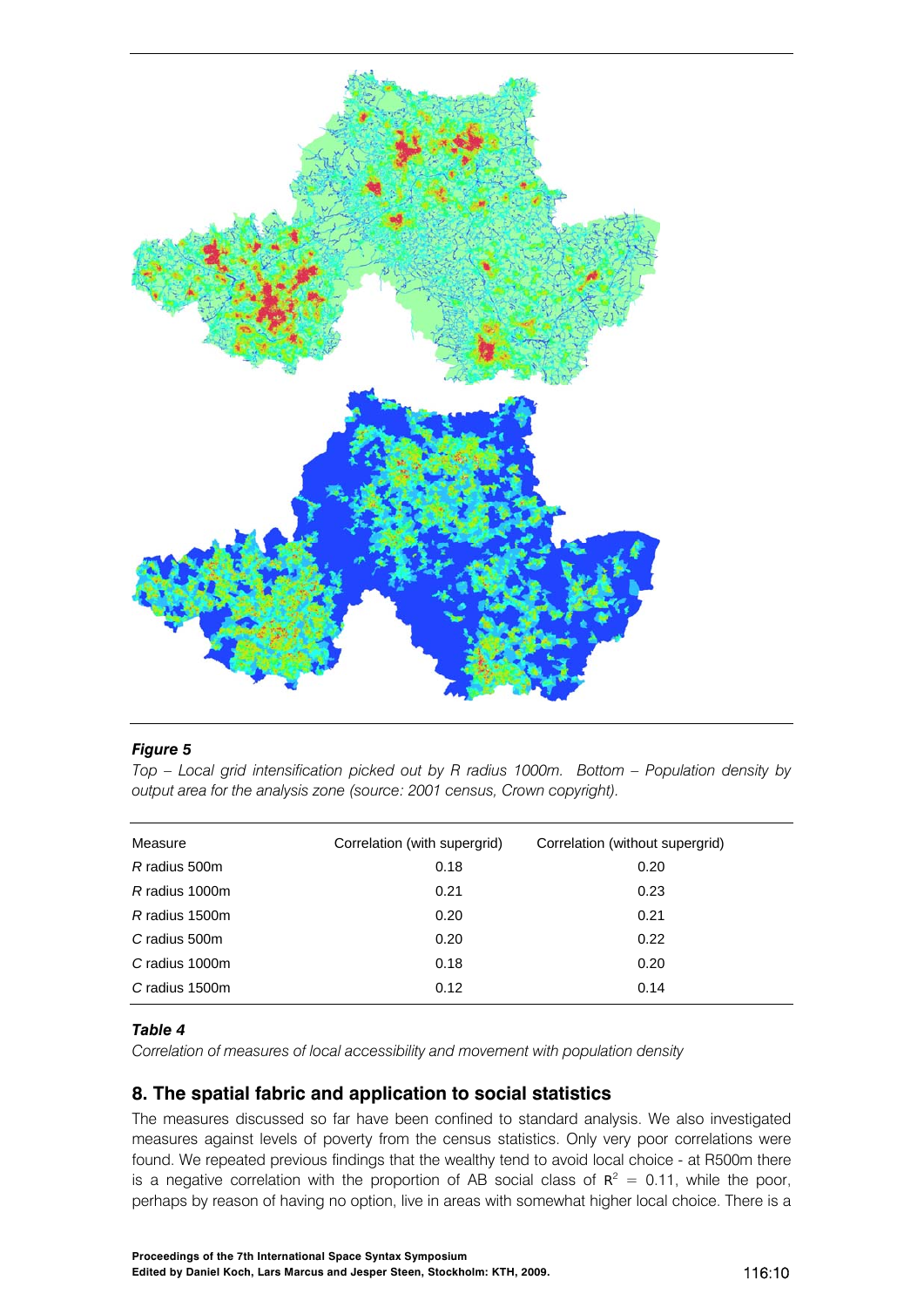***Figure 5***

*Top – Local grid intensification picked out by R radius 1000m. Bottom – Population density by output area for the analysis zone (source: 2001 census, Crown copyright).*

| Measure | Correlation (with supergrid) | Correlation (without supergrid) |
|---|---|---|
| *R* radius 500m | 0.18 | 0.20 |
| *R* radius 1000m | 0.21 | 0.23 |
| *R* radius 1500m | 0.20 | 0.21 |
| *C* radius 500m | 0.20 | 0.22 |
| *C* radius 1000m | 0.18 | 0.20 |
| *C* radius 1500m | 0.12 | 0.14 |

***Table 4***

*Correlation of measures of local accessibility and movement with population density*

## 8. The spatial fabric and application to social statistics

The measures discussed so far have been confined to standard analysis. We also investigated measures against levels of poverty from the census statistics. Only very poor correlations were found. We repeated previous findings that the wealthy tend to avoid local choice - at R500m there is a negative correlation with the proportion of AB social class of $R^2 = 0.11$, while the poor, perhaps by reason of having no option, live in areas with somewhat higher local choice. There is a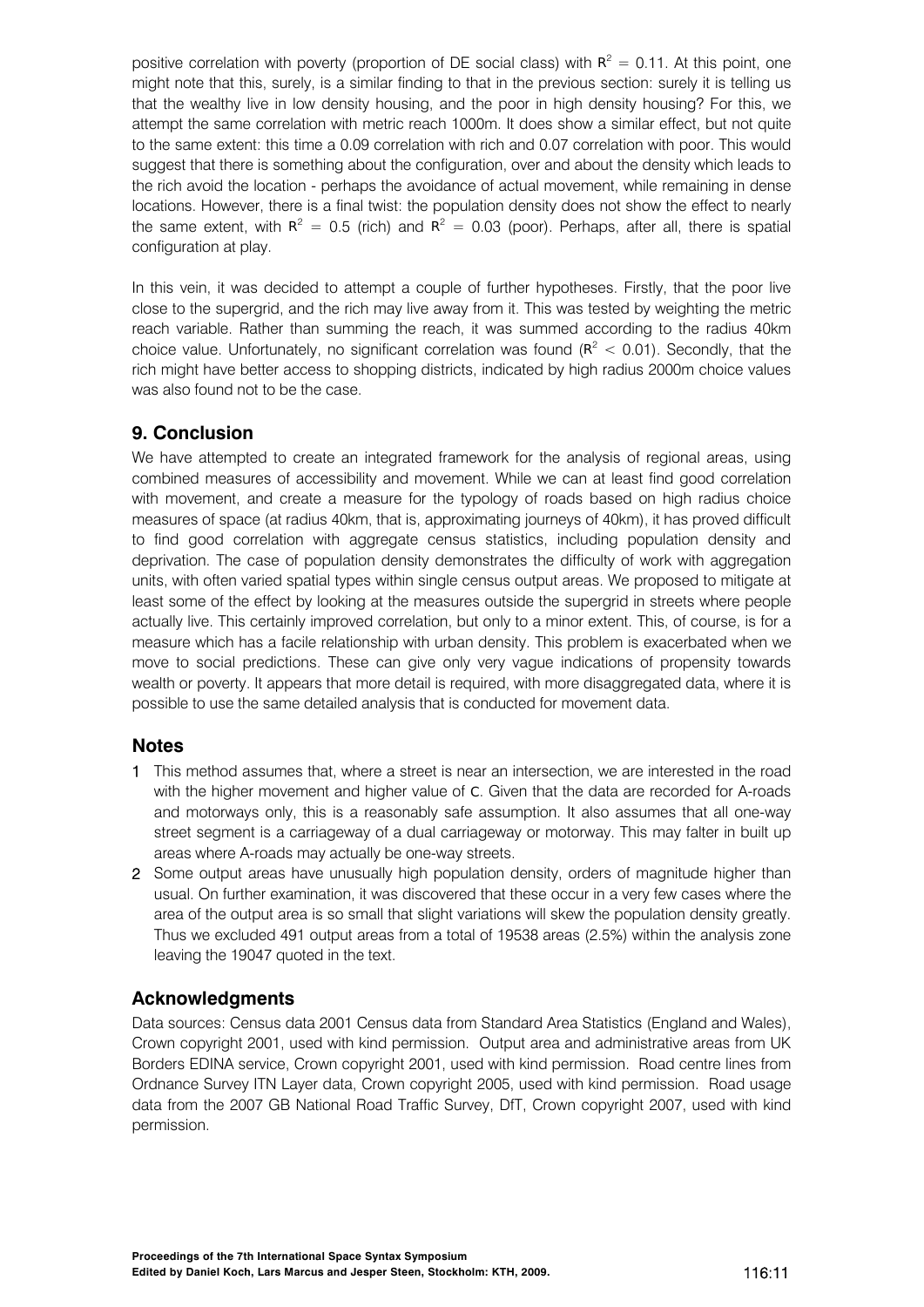positive correlation with poverty (proportion of DE social class) with $R^2 = 0.11$. At this point, one might note that this, surely, is a similar finding to that in the previous section: surely it is telling us that the wealthy live in low density housing, and the poor in high density housing? For this, we attempt the same correlation with metric reach 1000m. It does show a similar effect, but not quite to the same extent: this time a 0.09 correlation with rich and 0.07 correlation with poor. This would suggest that there is something about the configuration, over and about the density which leads to the rich avoid the location - perhaps the avoidance of actual movement, while remaining in dense locations. However, there is a final twist: the population density does not show the effect to nearly the same extent, with $R^2 = 0.5$ (rich) and $R^2 = 0.03$ (poor). Perhaps, after all, there is spatial configuration at play.

In this vein, it was decided to attempt a couple of further hypotheses. Firstly, that the poor live close to the supergrid, and the rich may live away from it. This was tested by weighting the metric reach variable. Rather than summing the reach, it was summed according to the radius 40km choice value. Unfortunately, no significant correlation was found ($R^2 < 0.01$). Secondly, that the rich might have better access to shopping districts, indicated by high radius 2000m choice values was also found not to be the case.

## 9. Conclusion

We have attempted to create an integrated framework for the analysis of regional areas, using combined measures of accessibility and movement. While we can at least find good correlation with movement, and create a measure for the typology of roads based on high radius choice measures of space (at radius 40km, that is, approximating journeys of 40km), it has proved difficult to find good correlation with aggregate census statistics, including population density and deprivation. The case of population density demonstrates the difficulty of work with aggregation units, with often varied spatial types within single census output areas. We proposed to mitigate at least some of the effect by looking at the measures outside the supergrid in streets where people actually live. This certainly improved correlation, but only to a minor extent. This, of course, is for a measure which has a facile relationship with urban density. This problem is exacerbated when we move to social predictions. These can give only very vague indications of propensity towards wealth or poverty. It appears that more detail is required, with more disaggregated data, where it is possible to use the same detailed analysis that is conducted for movement data.

## Notes

1. This method assumes that, where a street is near an intersection, we are interested in the road with the higher movement and higher value of $C$. Given that the data are recorded for A-roads and motorways only, this is a reasonably safe assumption. It also assumes that all one-way street segment is a carriageway of a dual carriageway or motorway. This may falter in built up areas where A-roads may actually be one-way streets.
2. Some output areas have unusually high population density, orders of magnitude higher than usual. On further examination, it was discovered that these occur in a very few cases where the area of the output area is so small that slight variations will skew the population density greatly. Thus we excluded 491 output areas from a total of 19538 areas (2.5%) within the analysis zone leaving the 19047 quoted in the text.

## Acknowledgments

Data sources: Census data 2001 Census data from Standard Area Statistics (England and Wales), Crown copyright 2001, used with kind permission. Output area and administrative areas from UK Borders EDINA service, Crown copyright 2001, used with kind permission. Road centre lines from Ordnance Survey ITN Layer data, Crown copyright 2005, used with kind permission. Road usage data from the 2007 GB National Road Traffic Survey, DfT, Crown copyright 2007, used with kind permission.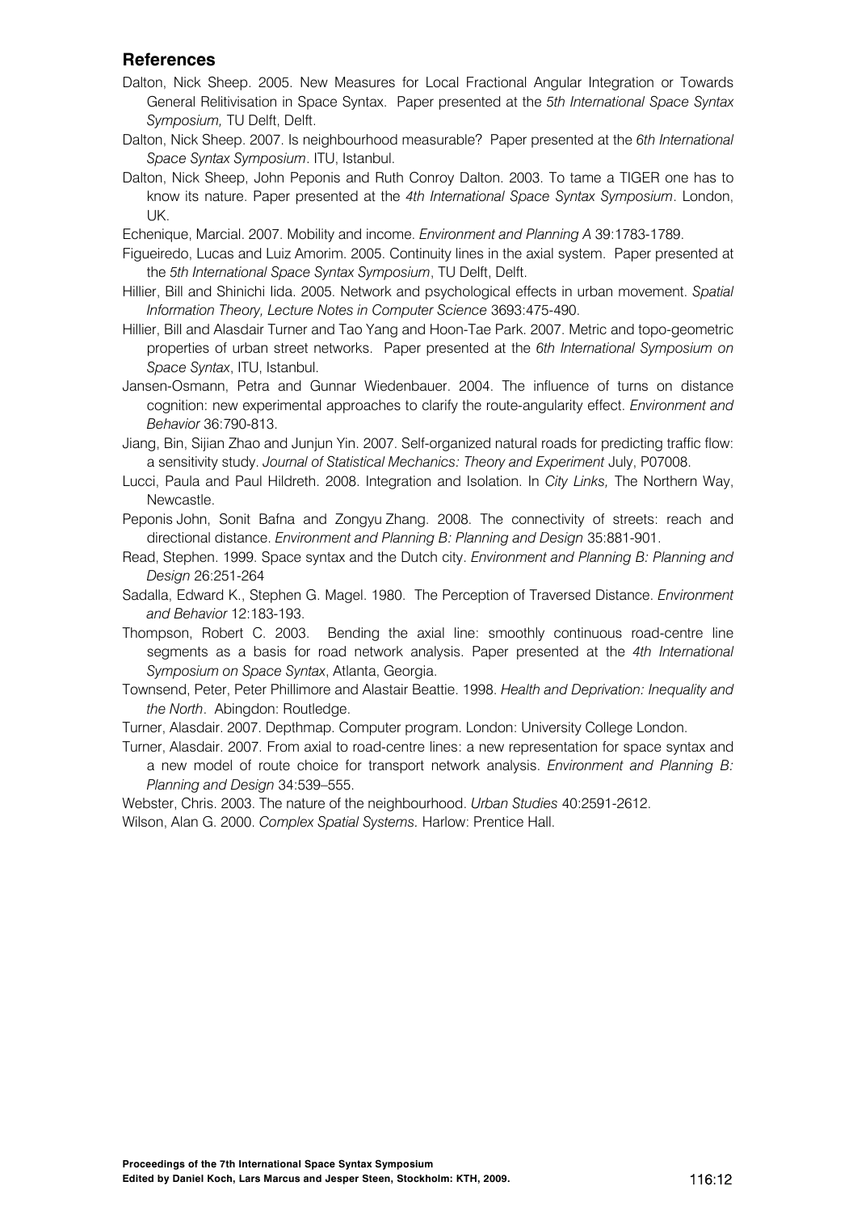## References

Dalton, Nick Sheep. 2005. New Measures for Local Fractional Angular Integration or Towards General Relitivisation in Space Syntax. Paper presented at the *5th International Space Syntax Symposium,* TU Delft, Delft.

Dalton, Nick Sheep. 2007. Is neighbourhood measurable? Paper presented at the *6th International Space Syntax Symposium*. ITU, Istanbul.

Dalton, Nick Sheep, John Peponis and Ruth Conroy Dalton. 2003. To tame a TIGER one has to know its nature. Paper presented at the *4th International Space Syntax Symposium*. London, UK.

Echenique, Marcial. 2007. Mobility and income. *Environment and Planning A* 39:1783-1789.

Figueiredo, Lucas and Luiz Amorim. 2005. Continuity lines in the axial system. Paper presented at the *5th International Space Syntax Symposium*, TU Delft, Delft.

Hillier, Bill and Shinichi Iida. 2005. Network and psychological effects in urban movement. *Spatial Information Theory, Lecture Notes in Computer Science* 3693:475-490.

Hillier, Bill and Alasdair Turner and Tao Yang and Hoon-Tae Park. 2007. Metric and topo-geometric properties of urban street networks. Paper presented at the *6th International Symposium on Space Syntax*, ITU, Istanbul.

Jansen-Osmann, Petra and Gunnar Wiedenbauer. 2004. The influence of turns on distance cognition: new experimental approaches to clarify the route-angularity effect. *Environment and Behavior* 36:790-813.

Jiang, Bin, Sijian Zhao and Junjun Yin. 2007. Self-organized natural roads for predicting traffic flow: a sensitivity study. *Journal of Statistical Mechanics: Theory and Experiment* July, P07008.

Lucci, Paula and Paul Hildreth. 2008. Integration and Isolation. In *City Links,* The Northern Way, Newcastle.

Peponis John, Sonit Bafna and Zongyu Zhang. 2008. The connectivity of streets: reach and directional distance. *Environment and Planning B: Planning and Design* 35:881-901.

Read, Stephen. 1999. Space syntax and the Dutch city. *Environment and Planning B: Planning and Design* 26:251-264

Sadalla, Edward K., Stephen G. Magel. 1980. The Perception of Traversed Distance. *Environment and Behavior* 12:183-193.

Thompson, Robert C. 2003. Bending the axial line: smoothly continuous road-centre line segments as a basis for road network analysis. Paper presented at the *4th International Symposium on Space Syntax*, Atlanta, Georgia.

Townsend, Peter, Peter Phillimore and Alastair Beattie. 1998. *Health and Deprivation: Inequality and the North*. Abingdon: Routledge.

Turner, Alasdair. 2007. Depthmap. Computer program. London: University College London.

Turner, Alasdair. 2007. From axial to road-centre lines: a new representation for space syntax and a new model of route choice for transport network analysis. *Environment and Planning B: Planning and Design* 34:539–555.

Webster, Chris. 2003. The nature of the neighbourhood. *Urban Studies* 40:2591-2612.

Wilson, Alan G. 2000. *Complex Spatial Systems*. Harlow: Prentice Hall.